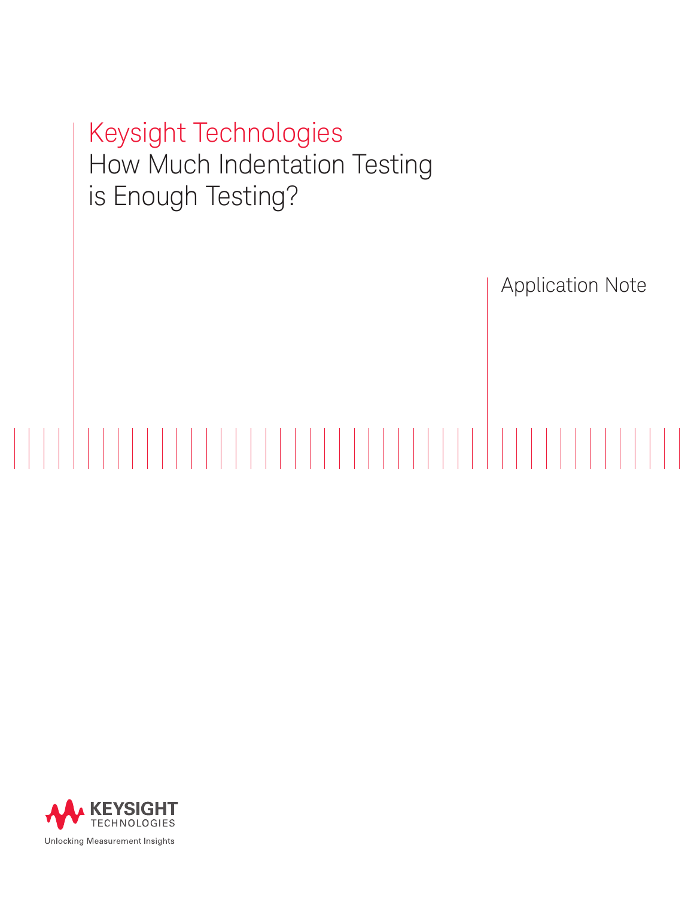# Keysight Technologies
# How Much Indentation Testing is Enough Testing?

Application Note

KEYSIGHT TECHNOLOGIES

Unlocking Measurement Insights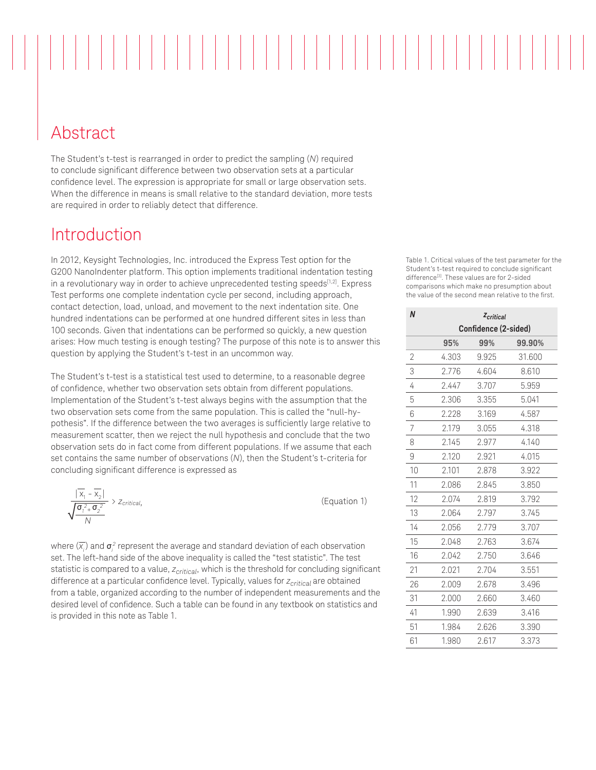## Abstract

The Student's t-test is rearranged in order to predict the sampling ($N$) required to conclude significant difference between two observation sets at a particular confidence level. The expression is appropriate for small or large observation sets. When the difference in means is small relative to the standard deviation, more tests are required in order to reliably detect that difference.

## Introduction

In 2012, Keysight Technologies, Inc. introduced the Express Test option for the G200 NanoIndenter platform. This option implements traditional indentation testing in a revolutionary way in order to achieve unprecedented testing speeds[1,2]. Express Test performs one complete indentation cycle per second, including approach, contact detection, load, unload, and movement to the next indentation site. One hundred indentations can be performed at one hundred different sites in less than 100 seconds. Given that indentations can be performed so quickly, a new question arises: How much testing is enough testing? The purpose of this note is to answer this question by applying the Student's t-test in an uncommon way.

The Student's t-test is a statistical test used to determine, to a reasonable degree of confidence, whether two observation sets obtain from different populations. Implementation of the Student's t-test always begins with the assumption that the two observation sets come from the same population. This is called the "null-hypothesis". If the difference between the two averages is sufficiently large relative to measurement scatter, then we reject the null hypothesis and conclude that the two observation sets do in fact come from different populations. If we assume that each set contains the same number of observations ($N$), then the Student's t-criteria for concluding significant difference is expressed as

$$\frac{|\overline{x}_1 - \overline{x}_2|}{\sqrt{\frac{\sigma_1^2 + \sigma_2^2}{N}}} > z_{critical}, \qquad \text{(Equation 1)}$$

where ($\overline{x}_i$) and $\sigma_i^2$ represent the average and standard deviation of each observation set. The left-hand side of the above inequality is called the "test statistic". The test statistic is compared to a value, $z_{critical}$, which is the threshold for concluding significant difference at a particular confidence level. Typically, values for $z_{critical}$ are obtained from a table, organized according to the number of independent measurements and the desired level of confidence. Such a table can be found in any textbook on statistics and is provided in this note as Table 1.

Table 1. Critical values of the test parameter for the Student's t-test required to conclude significant difference[3]. These values are for 2-sided comparisons which make no presumption about the value of the second mean relative to the first.

| **N** | **$z_{critical}$ Confidence (2-sided)** | | |
|---|---|---|---|
| | **95%** | **99%** | **99.90%** |
| 2 | 4.303 | 9.925 | 31.600 |
| 3 | 2.776 | 4.604 | 8.610 |
| 4 | 2.447 | 3.707 | 5.959 |
| 5 | 2.306 | 3.355 | 5.041 |
| 6 | 2.228 | 3.169 | 4.587 |
| 7 | 2.179 | 3.055 | 4.318 |
| 8 | 2.145 | 2.977 | 4.140 |
| 9 | 2.120 | 2.921 | 4.015 |
| 10 | 2.101 | 2.878 | 3.922 |
| 11 | 2.086 | 2.845 | 3.850 |
| 12 | 2.074 | 2.819 | 3.792 |
| 13 | 2.064 | 2.797 | 3.745 |
| 14 | 2.056 | 2.779 | 3.707 |
| 15 | 2.048 | 2.763 | 3.674 |
| 16 | 2.042 | 2.750 | 3.646 |
| 21 | 2.021 | 2.704 | 3.551 |
| 26 | 2.009 | 2.678 | 3.496 |
| 31 | 2.000 | 2.660 | 3.460 |
| 41 | 1.990 | 2.639 | 3.416 |
| 51 | 1.984 | 2.626 | 3.390 |
| 61 | 1.980 | 2.617 | 3.373 |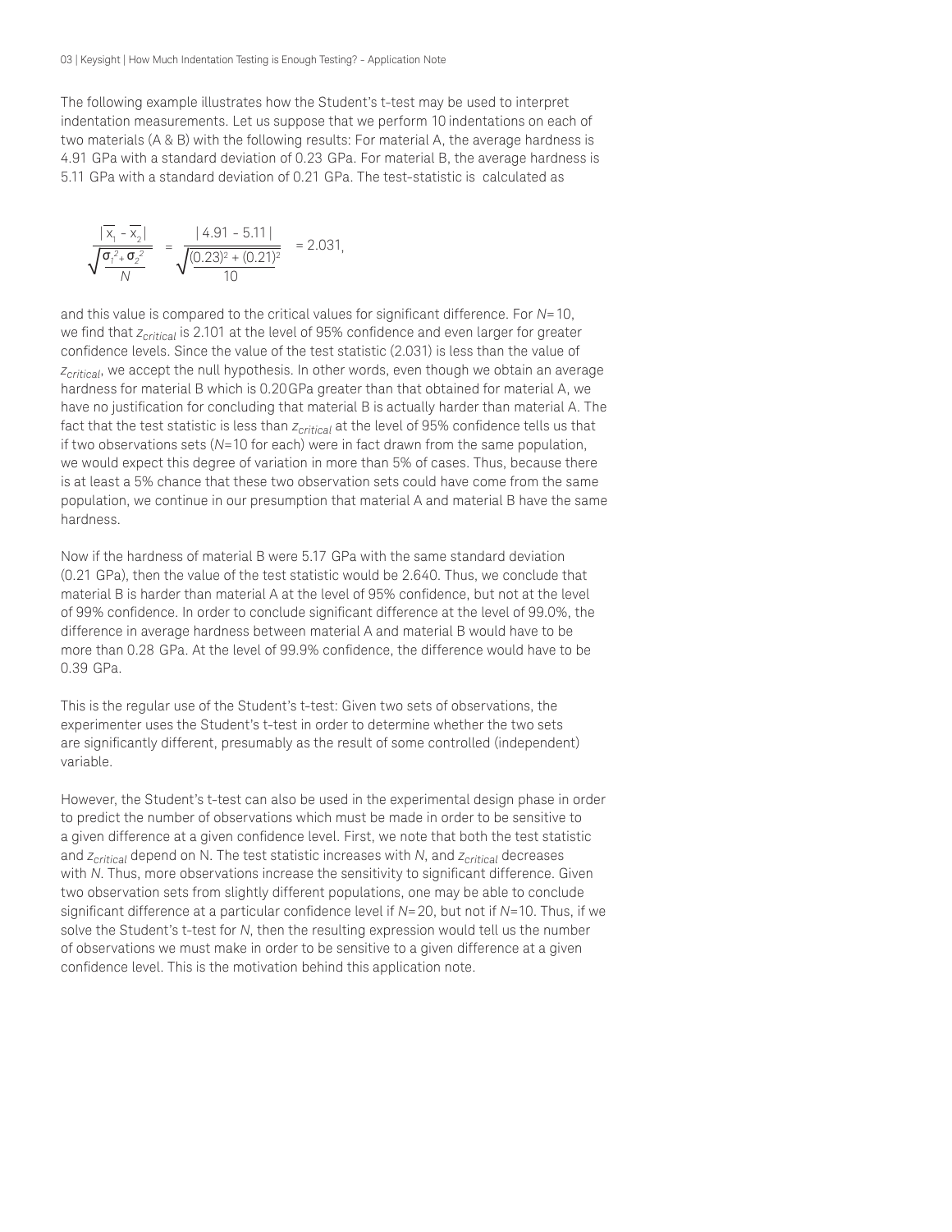The following example illustrates how the Student's t-test may be used to interpret indentation measurements. Let us suppose that we perform 10 indentations on each of two materials (A & B) with the following results: For material A, the average hardness is 4.91 GPa with a standard deviation of 0.23 GPa. For material B, the average hardness is 5.11 GPa with a standard deviation of 0.21 GPa. The test-statistic is calculated as

$$\frac{|\overline{x}_1 - \overline{x}_2|}{\sqrt{\frac{\sigma_1^2 + \sigma_2^2}{N}}} = \frac{|4.91 - 5.11|}{\sqrt{\frac{(0.23)^2 + (0.21)^2}{10}}} = 2.031,$$

and this value is compared to the critical values for significant difference. For $N=10$, we find that $z_{critical}$ is 2.101 at the level of 95% confidence and even larger for greater confidence levels. Since the value of the test statistic (2.031) is less than the value of $z_{critical}$, we accept the null hypothesis. In other words, even though we obtain an average hardness for material B which is 0.20 GPa greater than that obtained for material A, we have no justification for concluding that material B is actually harder than material A. The fact that the test statistic is less than $z_{critical}$ at the level of 95% confidence tells us that if two observations sets ($N=10$ for each) were in fact drawn from the same population, we would expect this degree of variation in more than 5% of cases. Thus, because there is at least a 5% chance that these two observation sets could have come from the same population, we continue in our presumption that material A and material B have the same hardness.

Now if the hardness of material B were 5.17 GPa with the same standard deviation (0.21 GPa), then the value of the test statistic would be 2.640. Thus, we conclude that material B is harder than material A at the level of 95% confidence, but not at the level of 99% confidence. In order to conclude significant difference at the level of 99.0%, the difference in average hardness between material A and material B would have to be more than 0.28 GPa. At the level of 99.9% confidence, the difference would have to be 0.39 GPa.

This is the regular use of the Student's t-test: Given two sets of observations, the experimenter uses the Student's t-test in order to determine whether the two sets are significantly different, presumably as the result of some controlled (independent) variable.

However, the Student's t-test can also be used in the experimental design phase in order to predict the number of observations which must be made in order to be sensitive to a given difference at a given confidence level. First, we note that both the test statistic and $z_{critical}$ depend on N. The test statistic increases with $N$, and $z_{critical}$ decreases with $N$. Thus, more observations increase the sensitivity to significant difference. Given two observation sets from slightly different populations, one may be able to conclude significant difference at a particular confidence level if $N=20$, but not if $N=10$. Thus, if we solve the Student's t-test for $N$, then the resulting expression would tell us the number of observations we must make in order to be sensitive to a given difference at a given confidence level. This is the motivation behind this application note.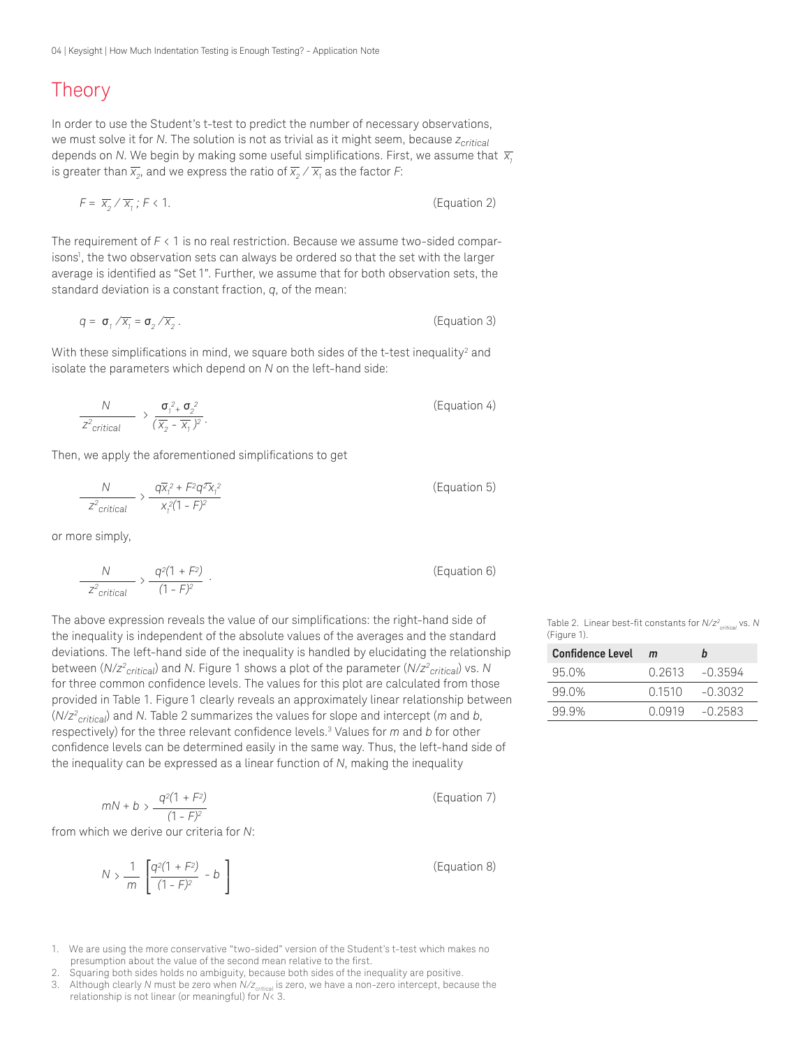# Theory

In order to use the Student's t-test to predict the number of necessary observations, we must solve it for $N$. The solution is not as trivial as it might seem, because $z_{critical}$ depends on $N$. We begin by making some useful simplifications. First, we assume that $\overline{x_1}$ is greater than $\overline{x_2}$, and we express the ratio of $\overline{x_2} / \overline{x_1}$ as the factor $F$:

$$F = \overline{x_2} / \overline{x_1}\,;\; F < 1. \qquad \text{(Equation 2)}$$

The requirement of $F < 1$ is no real restriction. Because we assume two-sided comparisons[1], the two observation sets can always be ordered so that the set with the larger average is identified as "Set 1". Further, we assume that for both observation sets, the standard deviation is a constant fraction, $q$, of the mean:

$$q = \sigma_1 / \overline{x_1} = \sigma_2 / \overline{x_2}\,. \qquad \text{(Equation 3)}$$

With these simplifications in mind, we square both sides of the t-test inequality[2] and isolate the parameters which depend on $N$ on the left-hand side:

$$\frac{N}{z^2_{critical}} > \frac{\sigma_1^2 + \sigma_2^2}{(\overline{x_2} - \overline{x_1})^2}\,. \qquad \text{(Equation 4)}$$

Then, we apply the aforementioned simplifications to get

$$\frac{N}{z^2_{critical}} > \frac{q\overline{x}_1^2 + F^2 q^2 \overline{x}_1^2}{x_1^2(1 - F)^2} \qquad \text{(Equation 5)}$$

or more simply,

$$\frac{N}{z^2_{critical}} > \frac{q^2(1 + F^2)}{(1 - F)^2}\,. \qquad \text{(Equation 6)}$$

The above expression reveals the value of our simplifications: the right-hand side of the inequality is independent of the absolute values of the averages and the standard deviations. The left-hand side of the inequality is handled by elucidating the relationship between ($N/z^2_{critical}$) and $N$. Figure 1 shows a plot of the parameter ($N/z^2_{critical}$) vs. $N$ for three common confidence levels. The values for this plot are calculated from those provided in Table 1. Figure 1 clearly reveals an approximately linear relationship between ($N/z^2_{critical}$) and $N$. Table 2 summarizes the values for slope and intercept ($m$ and $b$, respectively) for the three relevant confidence levels.[3] Values for $m$ and $b$ for other confidence levels can be determined easily in the same way. Thus, the left-hand side of the inequality can be expressed as a linear function of $N$, making the inequality

$$mN + b > \frac{q^2(1 + F^2)}{(1 - F)^2} \qquad \text{(Equation 7)}$$

from which we derive our criteria for $N$:

$$N > \frac{1}{m}\left[\frac{q^2(1 + F^2)}{(1 - F)^2} - b\right] \qquad \text{(Equation 8)}$$

Table 2. Linear best-fit constants for $N/z^2_{critical}$ vs. $N$ (Figure 1).

| Confidence Level | $m$ | $b$ |
|---|---|---|
| 95.0% | 0.2613 | -0.3594 |
| 99.0% | 0.1510 | -0.3032 |
| 99.9% | 0.0919 | -0.2583 |

1. We are using the more conservative "two-sided" version of the Student's t-test which makes no presumption about the value of the second mean relative to the first.
2. Squaring both sides holds no ambiguity, because both sides of the inequality are positive.
3. Although clearly $N$ must be zero when $N/z_{critical}$ is zero, we have a non-zero intercept, because the relationship is not linear (or meaningful) for $N < 3$.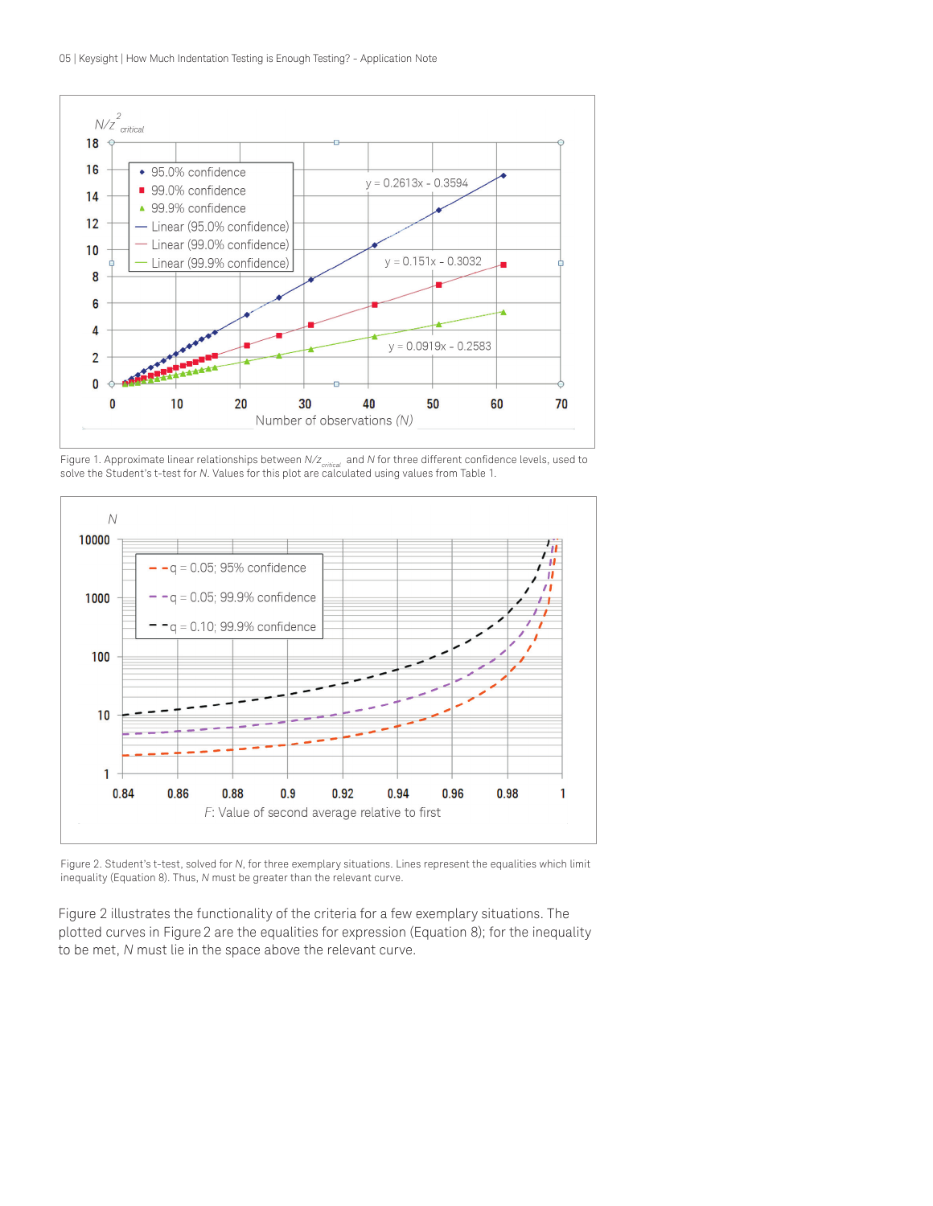Figure 1. Approximate linear relationships between $N/z_{critical}^2$ and $N$ for three different confidence levels, used to solve the Student's t-test for $N$. Values for this plot are calculated using values from Table 1.

Figure 2. Student's t-test, solved for $N$, for three exemplary situations. Lines represent the equalities which limit inequality (Equation 8). Thus, $N$ must be greater than the relevant curve.

Figure 2 illustrates the functionality of the criteria for a few exemplary situations. The plotted curves in Figure 2 are the equalities for expression (Equation 8); for the inequality to be met, $N$ must lie in the space above the relevant curve.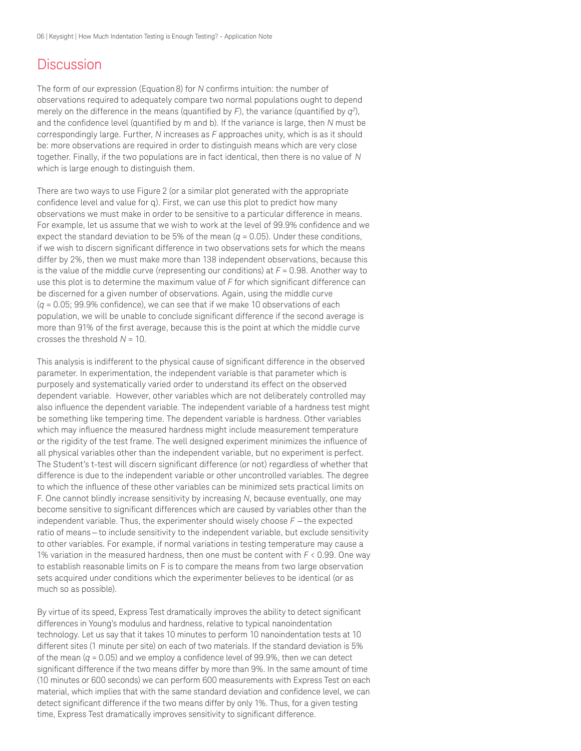# Discussion

The form of our expression (Equation 8) for $N$ confirms intuition: the number of observations required to adequately compare two normal populations ought to depend merely on the difference in the means (quantified by $F$), the variance (quantified by $q^2$), and the confidence level (quantified by m and b). If the variance is large, then $N$ must be correspondingly large. Further, $N$ increases as $F$ approaches unity, which is as it should be: more observations are required in order to distinguish means which are very close together. Finally, if the two populations are in fact identical, then there is no value of $N$ which is large enough to distinguish them.

There are two ways to use Figure 2 (or a similar plot generated with the appropriate confidence level and value for q). First, we can use this plot to predict how many observations we must make in order to be sensitive to a particular difference in means. For example, let us assume that we wish to work at the level of 99.9% confidence and we expect the standard deviation to be 5% of the mean ($q = 0.05$). Under these conditions, if we wish to discern significant difference in two observations sets for which the means differ by 2%, then we must make more than 138 independent observations, because this is the value of the middle curve (representing our conditions) at $F = 0.98$. Another way to use this plot is to determine the maximum value of $F$ for which significant difference can be discerned for a given number of observations. Again, using the middle curve ($q = 0.05$; 99.9% confidence), we can see that if we make 10 observations of each population, we will be unable to conclude significant difference if the second average is more than 91% of the first average, because this is the point at which the middle curve crosses the threshold $N = 10$.

This analysis is indifferent to the physical cause of significant difference in the observed parameter. In experimentation, the independent variable is that parameter which is purposely and systematically varied order to understand its effect on the observed dependent variable. However, other variables which are not deliberately controlled may also influence the dependent variable. The independent variable of a hardness test might be something like tempering time. The dependent variable is hardness. Other variables which may influence the measured hardness might include measurement temperature or the rigidity of the test frame. The well designed experiment minimizes the influence of all physical variables other than the independent variable, but no experiment is perfect. The Student's t-test will discern significant difference (or not) regardless of whether that difference is due to the independent variable or other uncontrolled variables. The degree to which the influence of these other variables can be minimized sets practical limits on F. One cannot blindly increase sensitivity by increasing $N$, because eventually, one may become sensitive to significant differences which are caused by variables other than the independent variable. Thus, the experimenter should wisely choose $F$ — the expected ratio of means — to include sensitivity to the independent variable, but exclude sensitivity to other variables. For example, if normal variations in testing temperature may cause a 1% variation in the measured hardness, then one must be content with $F < 0.99$. One way to establish reasonable limits on F is to compare the means from two large observation sets acquired under conditions which the experimenter believes to be identical (or as much so as possible).

By virtue of its speed, Express Test dramatically improves the ability to detect significant differences in Young's modulus and hardness, relative to typical nanoindentation technology. Let us say that it takes 10 minutes to perform 10 nanoindentation tests at 10 different sites (1 minute per site) on each of two materials. If the standard deviation is 5% of the mean ($q = 0.05$) and we employ a confidence level of 99.9%, then we can detect significant difference if the two means differ by more than 9%. In the same amount of time (10 minutes or 600 seconds) we can perform 600 measurements with Express Test on each material, which implies that with the same standard deviation and confidence level, we can detect significant difference if the two means differ by only 1%. Thus, for a given testing time, Express Test dramatically improves sensitivity to significant difference.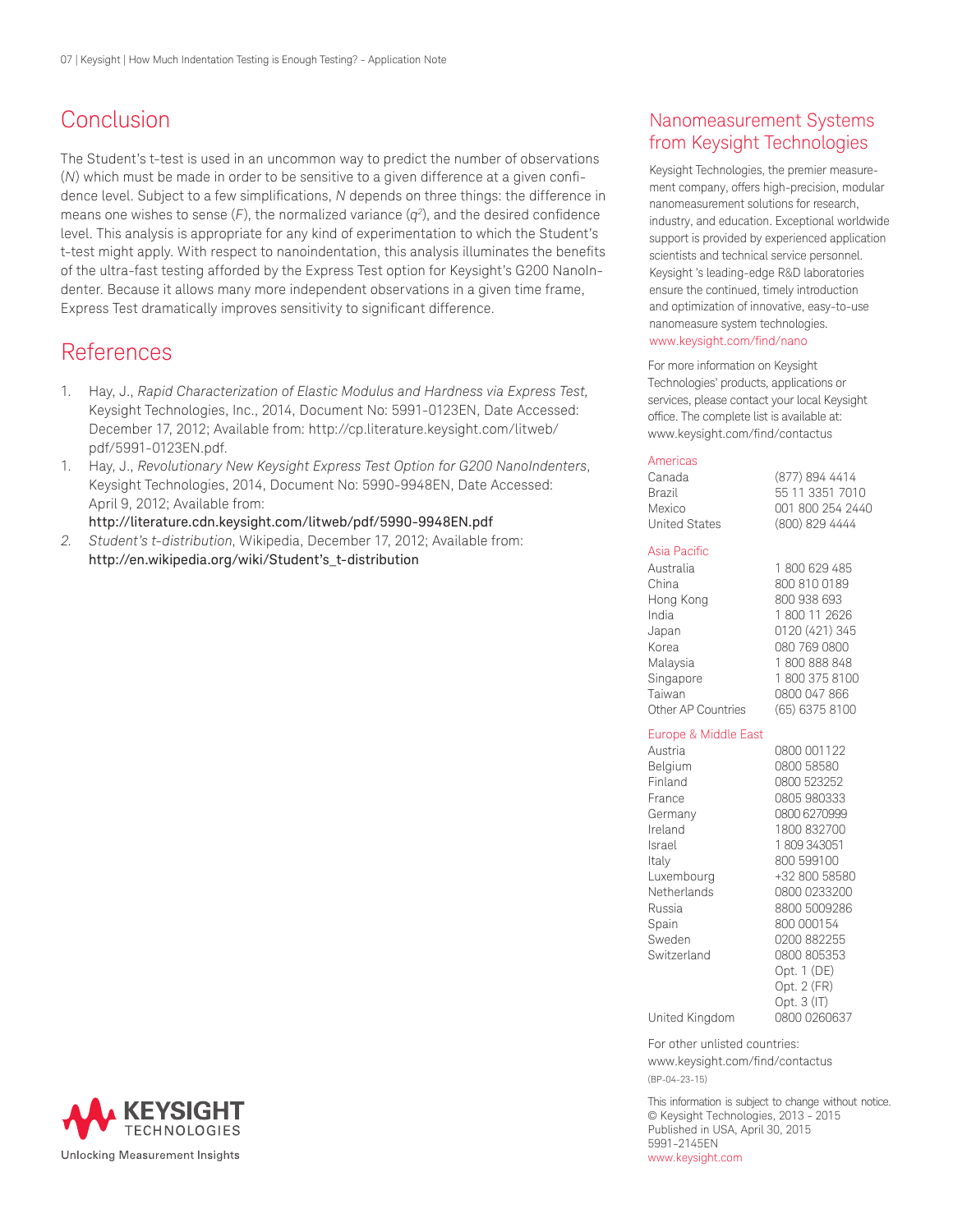## Conclusion

The Student's t-test is used in an uncommon way to predict the number of observations ($N$) which must be made in order to be sensitive to a given difference at a given confidence level. Subject to a few simplifications, $N$ depends on three things: the difference in means one wishes to sense ($F$), the normalized variance ($q^2$), and the desired confidence level. This analysis is appropriate for any kind of experimentation to which the Student's t-test might apply. With respect to nanoindentation, this analysis illuminates the benefits of the ultra-fast testing afforded by the Express Test option for Keysight's G200 NanoIndenter. Because it allows many more independent observations in a given time frame, Express Test dramatically improves sensitivity to significant difference.

## References

1. Hay, J., *Rapid Characterization of Elastic Modulus and Hardness via Express Test,* Keysight Technologies, Inc., 2014, Document No: 5991-0123EN, Date Accessed: December 17, 2012; Available from: http://cp.literature.keysight.com/litweb/pdf/5991-0123EN.pdf.
1. Hay, J., *Revolutionary New Keysight Express Test Option for G200 NanoIndenters*, Keysight Technologies, 2014, Document No: 5990-9948EN, Date Accessed: April 9, 2012; Available from: http://literature.cdn.keysight.com/litweb/pdf/5990-9948EN.pdf
2. *Student's t-distribution*, Wikipedia, December 17, 2012; Available from: http://en.wikipedia.org/wiki/Student's_t-distribution

## Nanomeasurement Systems from Keysight Technologies

Keysight Technologies, the premier measurement company, offers high-precision, modular nanomeasurement solutions for research, industry, and education. Exceptional worldwide support is provided by experienced application scientists and technical service personnel. Keysight 's leading-edge R&D laboratories ensure the continued, timely introduction and optimization of innovative, easy-to-use nanomeasure system technologies.
www.keysight.com/find/nano

For more information on Keysight Technologies' products, applications or services, please contact your local Keysight office. The complete list is available at: www.keysight.com/find/contactus

**Americas**

| | |
|---|---|
| Canada | (877) 894 4414 |
| Brazil | 55 11 3351 7010 |
| Mexico | 001 800 254 2440 |
| United States | (800) 829 4444 |

**Asia Pacific**

| | |
|---|---|
| Australia | 1 800 629 485 |
| China | 800 810 0189 |
| Hong Kong | 800 938 693 |
| India | 1 800 11 2626 |
| Japan | 0120 (421) 345 |
| Korea | 080 769 0800 |
| Malaysia | 1 800 888 848 |
| Singapore | 1 800 375 8100 |
| Taiwan | 0800 047 866 |
| Other AP Countries | (65) 6375 8100 |

**Europe & Middle East**

| | |
|---|---|
| Austria | 0800 001122 |
| Belgium | 0800 58580 |
| Finland | 0800 523252 |
| France | 0805 980333 |
| Germany | 0800 6270999 |
| Ireland | 1800 832700 |
| Israel | 1 809 343051 |
| Italy | 800 599100 |
| Luxembourg | +32 800 58580 |
| Netherlands | 0800 0233200 |
| Russia | 8800 5009286 |
| Spain | 800 000154 |
| Sweden | 0200 882255 |
| Switzerland | 0800 805353<br>Opt. 1 (DE)<br>Opt. 2 (FR)<br>Opt. 3 (IT) |
| United Kingdom | 0800 0260637 |

For other unlisted countries:
www.keysight.com/find/contactus
(BP-04-23-15)

This information is subject to change without notice.
© Keysight Technologies, 2013 - 2015
Published in USA, April 30, 2015
5991-2145EN
www.keysight.com

KEYSIGHT TECHNOLOGIES
Unlocking Measurement Insights